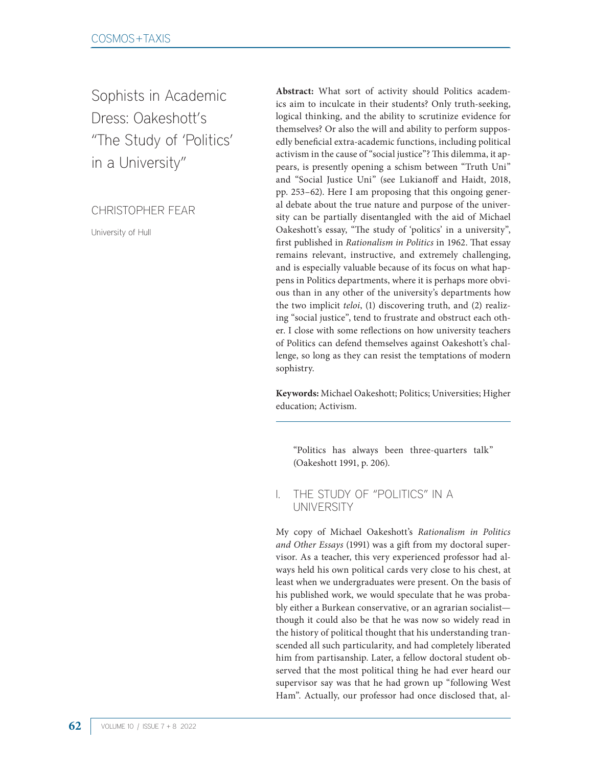# Sophists in Academic Dress: Oakeshott's "The Study of 'Politics' in a University"

CHRISTOPHER FEAR

University of Hull

**Abstract:** What sort of activity should Politics academics aim to inculcate in their students? Only truth-seeking, logical thinking, and the ability to scrutinize evidence for themselves? Or also the will and ability to perform supposedly beneficial extra-academic functions, including political activism in the cause of "social justice"? This dilemma, it appears, is presently opening a schism between "Truth Uni" and "Social Justice Uni" (see Lukianoff and Haidt, 2018, pp. 253–62). Here I am proposing that this ongoing general debate about the true nature and purpose of the university can be partially disentangled with the aid of Michael Oakeshott's essay, "The study of 'politics' in a university", first published in *Rationalism in Politics* in 1962. That essay remains relevant, instructive, and extremely challenging, and is especially valuable because of its focus on what happens in Politics departments, where it is perhaps more obvious than in any other of the university's departments how the two implicit *teloi*, (1) discovering truth, and (2) realizing "social justice", tend to frustrate and obstruct each other. I close with some reflections on how university teachers of Politics can defend themselves against Oakeshott's challenge, so long as they can resist the temptations of modern sophistry.

**Keywords:** Michael Oakeshott; Politics; Universities; Higher education; Activism.

> "Politics has always been three-quarters talk" (Oakeshott 1991, p. 206).

## I. THE STUDY OF "POLITICS" IN A UNIVERSITY

My copy of Michael Oakeshott's *Rationalism in Politics and Other Essays* (1991) was a gift from my doctoral supervisor. As a teacher, this very experienced professor had always held his own political cards very close to his chest, at least when we undergraduates were present. On the basis of his published work, we would speculate that he was probably either a Burkean conservative, or an agrarian socialist—though it could also be that he was now so widely read in the history of political thought that his understanding transcended all such particularity, and had completely liberated him from partisanship. Later, a fellow doctoral student observed that the most political thing he had ever heard our supervisor say was that he had grown up "following West Ham". Actually, our professor had once disclosed that, al-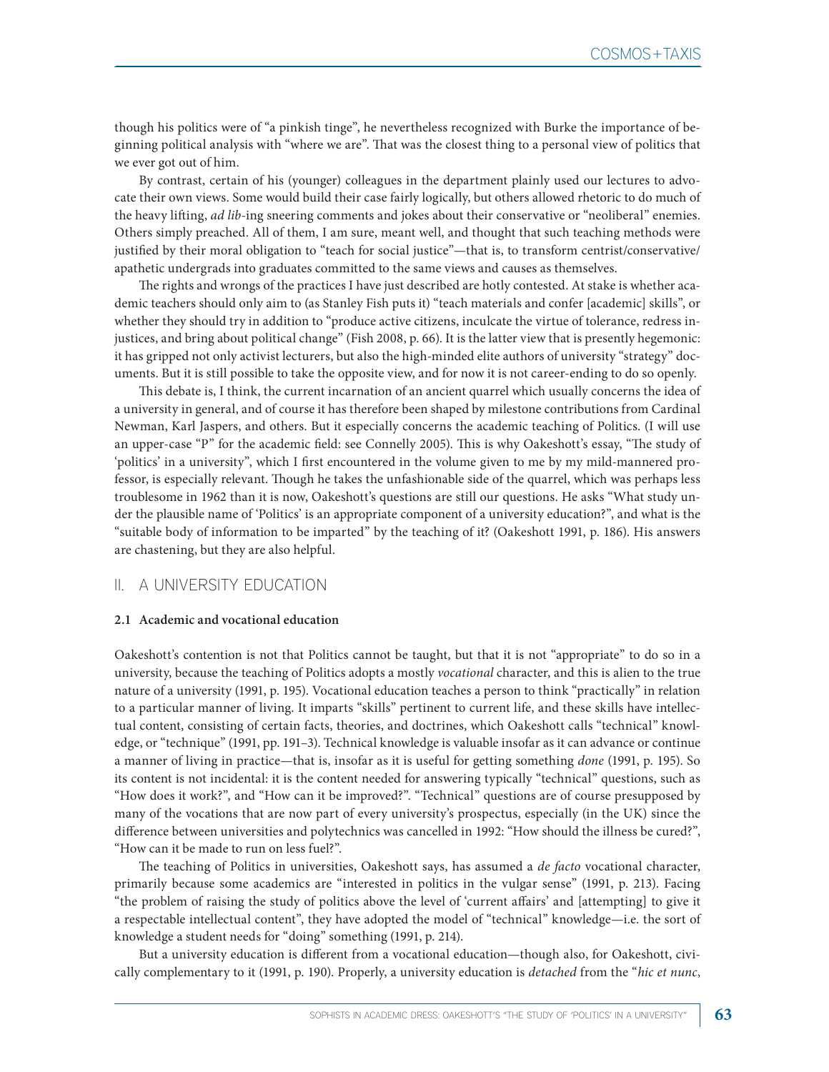though his politics were of "a pinkish tinge", he nevertheless recognized with Burke the importance of beginning political analysis with "where we are". That was the closest thing to a personal view of politics that we ever got out of him.

By contrast, certain of his (younger) colleagues in the department plainly used our lectures to advocate their own views. Some would build their case fairly logically, but others allowed rhetoric to do much of the heavy lifting, *ad lib*-ing sneering comments and jokes about their conservative or "neoliberal" enemies. Others simply preached. All of them, I am sure, meant well, and thought that such teaching methods were justified by their moral obligation to "teach for social justice"—that is, to transform centrist/conservative/apathetic undergrads into graduates committed to the same views and causes as themselves.

The rights and wrongs of the practices I have just described are hotly contested. At stake is whether academic teachers should only aim to (as Stanley Fish puts it) "teach materials and confer [academic] skills", or whether they should try in addition to "produce active citizens, inculcate the virtue of tolerance, redress injustices, and bring about political change" (Fish 2008, p. 66). It is the latter view that is presently hegemonic: it has gripped not only activist lecturers, but also the high-minded elite authors of university "strategy" documents. But it is still possible to take the opposite view, and for now it is not career-ending to do so openly.

This debate is, I think, the current incarnation of an ancient quarrel which usually concerns the idea of a university in general, and of course it has therefore been shaped by milestone contributions from Cardinal Newman, Karl Jaspers, and others. But it especially concerns the academic teaching of Politics. (I will use an upper-case "P" for the academic field: see Connelly 2005). This is why Oakeshott's essay, "The study of 'politics' in a university", which I first encountered in the volume given to me by my mild-mannered professor, is especially relevant. Though he takes the unfashionable side of the quarrel, which was perhaps less troublesome in 1962 than it is now, Oakeshott's questions are still our questions. He asks "What study under the plausible name of 'Politics' is an appropriate component of a university education?", and what is the "suitable body of information to be imparted" by the teaching of it? (Oakeshott 1991, p. 186). His answers are chastening, but they are also helpful.

## II. A UNIVERSITY EDUCATION

### 2.1 Academic and vocational education

Oakeshott's contention is not that Politics cannot be taught, but that it is not "appropriate" to do so in a university, because the teaching of Politics adopts a mostly *vocational* character, and this is alien to the true nature of a university (1991, p. 195). Vocational education teaches a person to think "practically" in relation to a particular manner of living. It imparts "skills" pertinent to current life, and these skills have intellectual content, consisting of certain facts, theories, and doctrines, which Oakeshott calls "technical" knowledge, or "technique" (1991, pp. 191–3). Technical knowledge is valuable insofar as it can advance or continue a manner of living in practice—that is, insofar as it is useful for getting something *done* (1991, p. 195). So its content is not incidental: it is the content needed for answering typically "technical" questions, such as "How does it work?", and "How can it be improved?". "Technical" questions are of course presupposed by many of the vocations that are now part of every university's prospectus, especially (in the UK) since the difference between universities and polytechnics was cancelled in 1992: "How should the illness be cured?", "How can it be made to run on less fuel?".

The teaching of Politics in universities, Oakeshott says, has assumed a *de facto* vocational character, primarily because some academics are "interested in politics in the vulgar sense" (1991, p. 213). Facing "the problem of raising the study of politics above the level of 'current affairs' and [attempting] to give it a respectable intellectual content", they have adopted the model of "technical" knowledge—i.e. the sort of knowledge a student needs for "doing" something (1991, p. 214).

But a university education is different from a vocational education—though also, for Oakeshott, civically complementary to it (1991, p. 190). Properly, a university education is *detached* from the "*hic et nunc*,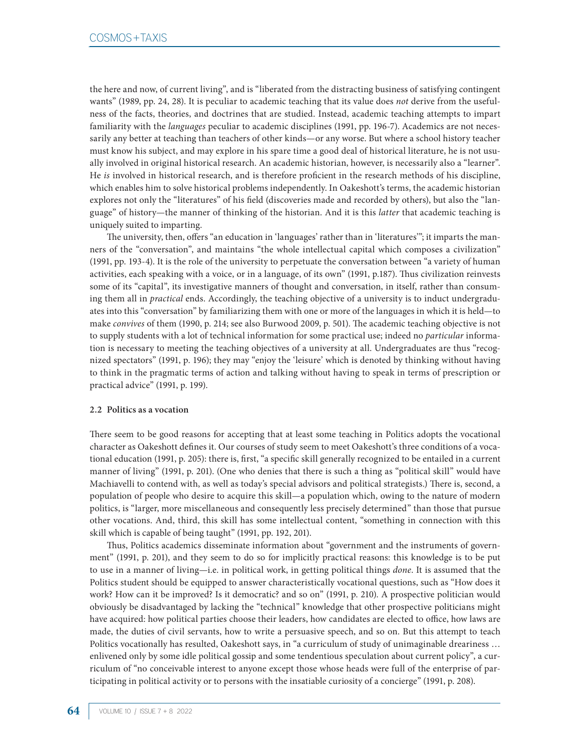the here and now, of current living", and is "liberated from the distracting business of satisfying contingent wants" (1989, pp. 24, 28). It is peculiar to academic teaching that its value does *not* derive from the usefulness of the facts, theories, and doctrines that are studied. Instead, academic teaching attempts to impart familiarity with the *languages* peculiar to academic disciplines (1991, pp. 196-7). Academics are not necessarily any better at teaching than teachers of other kinds—or any worse. But where a school history teacher must know his subject, and may explore in his spare time a good deal of historical literature, he is not usually involved in original historical research. An academic historian, however, is necessarily also a "learner". He *is* involved in historical research, and is therefore proficient in the research methods of his discipline, which enables him to solve historical problems independently. In Oakeshott's terms, the academic historian explores not only the "literatures" of his field (discoveries made and recorded by others), but also the "language" of history—the manner of thinking of the historian. And it is this *latter* that academic teaching is uniquely suited to imparting.

The university, then, offers "an education in 'languages' rather than in 'literatures'"; it imparts the manners of the "conversation", and maintains "the whole intellectual capital which composes a civilization" (1991, pp. 193-4). It is the role of the university to perpetuate the conversation between "a variety of human activities, each speaking with a voice, or in a language, of its own" (1991, p.187). Thus civilization reinvests some of its "capital", its investigative manners of thought and conversation, in itself, rather than consuming them all in *practical* ends. Accordingly, the teaching objective of a university is to induct undergraduates into this "conversation" by familiarizing them with one or more of the languages in which it is held—to make *convives* of them (1990, p. 214; see also Burwood 2009, p. 501). The academic teaching objective is not to supply students with a lot of technical information for some practical use; indeed no *particular* information is necessary to meeting the teaching objectives of a university at all. Undergraduates are thus "recognized spectators" (1991, p. 196); they may "enjoy the 'leisure' which is denoted by thinking without having to think in the pragmatic terms of action and talking without having to speak in terms of prescription or practical advice" (1991, p. 199).

### 2.2 Politics as a vocation

There seem to be good reasons for accepting that at least some teaching in Politics adopts the vocational character as Oakeshott defines it. Our courses of study seem to meet Oakeshott's three conditions of a vocational education (1991, p. 205): there is, first, "a specific skill generally recognized to be entailed in a current manner of living" (1991, p. 201). (One who denies that there is such a thing as "political skill" would have Machiavelli to contend with, as well as today's special advisors and political strategists.) There is, second, a population of people who desire to acquire this skill—a population which, owing to the nature of modern politics, is "larger, more miscellaneous and consequently less precisely determined" than those that pursue other vocations. And, third, this skill has some intellectual content, "something in connection with this skill which is capable of being taught" (1991, pp. 192, 201).

Thus, Politics academics disseminate information about "government and the instruments of government" (1991, p. 201), and they seem to do so for implicitly practical reasons: this knowledge is to be put to use in a manner of living—i.e. in political work, in getting political things *done*. It is assumed that the Politics student should be equipped to answer characteristically vocational questions, such as "How does it work? How can it be improved? Is it democratic? and so on" (1991, p. 210). A prospective politician would obviously be disadvantaged by lacking the "technical" knowledge that other prospective politicians might have acquired: how political parties choose their leaders, how candidates are elected to office, how laws are made, the duties of civil servants, how to write a persuasive speech, and so on. But this attempt to teach Politics vocationally has resulted, Oakeshott says, in "a curriculum of study of unimaginable dreariness … enlivened only by some idle political gossip and some tendentious speculation about current policy", a curriculum of "no conceivable interest to anyone except those whose heads were full of the enterprise of participating in political activity or to persons with the insatiable curiosity of a concierge" (1991, p. 208).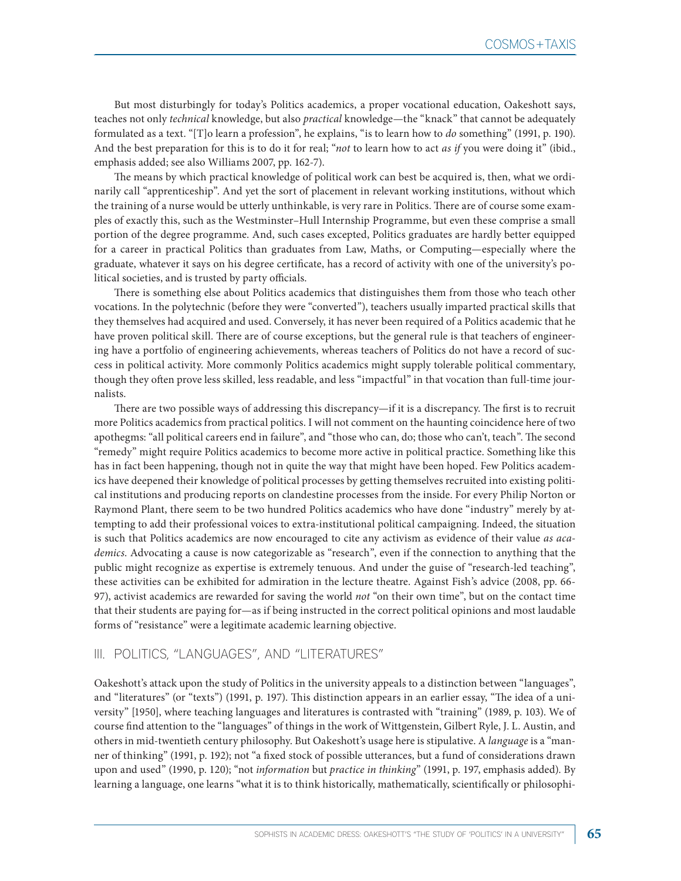But most disturbingly for today's Politics academics, a proper vocational education, Oakeshott says, teaches not only *technical* knowledge, but also *practical* knowledge—the "knack" that cannot be adequately formulated as a text. "[T]o learn a profession", he explains, "is to learn how to *do* something" (1991, p. 190). And the best preparation for this is to do it for real; "*not* to learn how to act *as if* you were doing it" (ibid., emphasis added; see also Williams 2007, pp. 162-7).

The means by which practical knowledge of political work can best be acquired is, then, what we ordinarily call "apprenticeship". And yet the sort of placement in relevant working institutions, without which the training of a nurse would be utterly unthinkable, is very rare in Politics. There are of course some examples of exactly this, such as the Westminster–Hull Internship Programme, but even these comprise a small portion of the degree programme. And, such cases excepted, Politics graduates are hardly better equipped for a career in practical Politics than graduates from Law, Maths, or Computing—especially where the graduate, whatever it says on his degree certificate, has a record of activity with one of the university's political societies, and is trusted by party officials.

There is something else about Politics academics that distinguishes them from those who teach other vocations. In the polytechnic (before they were "converted"), teachers usually imparted practical skills that they themselves had acquired and used. Conversely, it has never been required of a Politics academic that he have proven political skill. There are of course exceptions, but the general rule is that teachers of engineering have a portfolio of engineering achievements, whereas teachers of Politics do not have a record of success in political activity. More commonly Politics academics might supply tolerable political commentary, though they often prove less skilled, less readable, and less "impactful" in that vocation than full-time journalists.

There are two possible ways of addressing this discrepancy—if it is a discrepancy. The first is to recruit more Politics academics from practical politics. I will not comment on the haunting coincidence here of two apothegms: "all political careers end in failure", and "those who can, do; those who can't, teach". The second "remedy" might require Politics academics to become more active in political practice. Something like this has in fact been happening, though not in quite the way that might have been hoped. Few Politics academics have deepened their knowledge of political processes by getting themselves recruited into existing political institutions and producing reports on clandestine processes from the inside. For every Philip Norton or Raymond Plant, there seem to be two hundred Politics academics who have done "industry" merely by attempting to add their professional voices to extra-institutional political campaigning. Indeed, the situation is such that Politics academics are now encouraged to cite any activism as evidence of their value *as academics*. Advocating a cause is now categorizable as "research", even if the connection to anything that the public might recognize as expertise is extremely tenuous. And under the guise of "research-led teaching", these activities can be exhibited for admiration in the lecture theatre. Against Fish's advice (2008, pp. 66-97), activist academics are rewarded for saving the world *not* "on their own time", but on the contact time that their students are paying for—as if being instructed in the correct political opinions and most laudable forms of "resistance" were a legitimate academic learning objective.

## III. POLITICS, "LANGUAGES", AND "LITERATURES"

Oakeshott's attack upon the study of Politics in the university appeals to a distinction between "languages", and "literatures" (or "texts") (1991, p. 197). This distinction appears in an earlier essay, "The idea of a university" [1950], where teaching languages and literatures is contrasted with "training" (1989, p. 103). We of course find attention to the "languages" of things in the work of Wittgenstein, Gilbert Ryle, J. L. Austin, and others in mid-twentieth century philosophy. But Oakeshott's usage here is stipulative. A *language* is a "manner of thinking" (1991, p. 192); not "a fixed stock of possible utterances, but a fund of considerations drawn upon and used" (1990, p. 120); "not *information* but *practice in thinking*" (1991, p. 197, emphasis added). By learning a language, one learns "what it is to think historically, mathematically, scientifically or philosophi-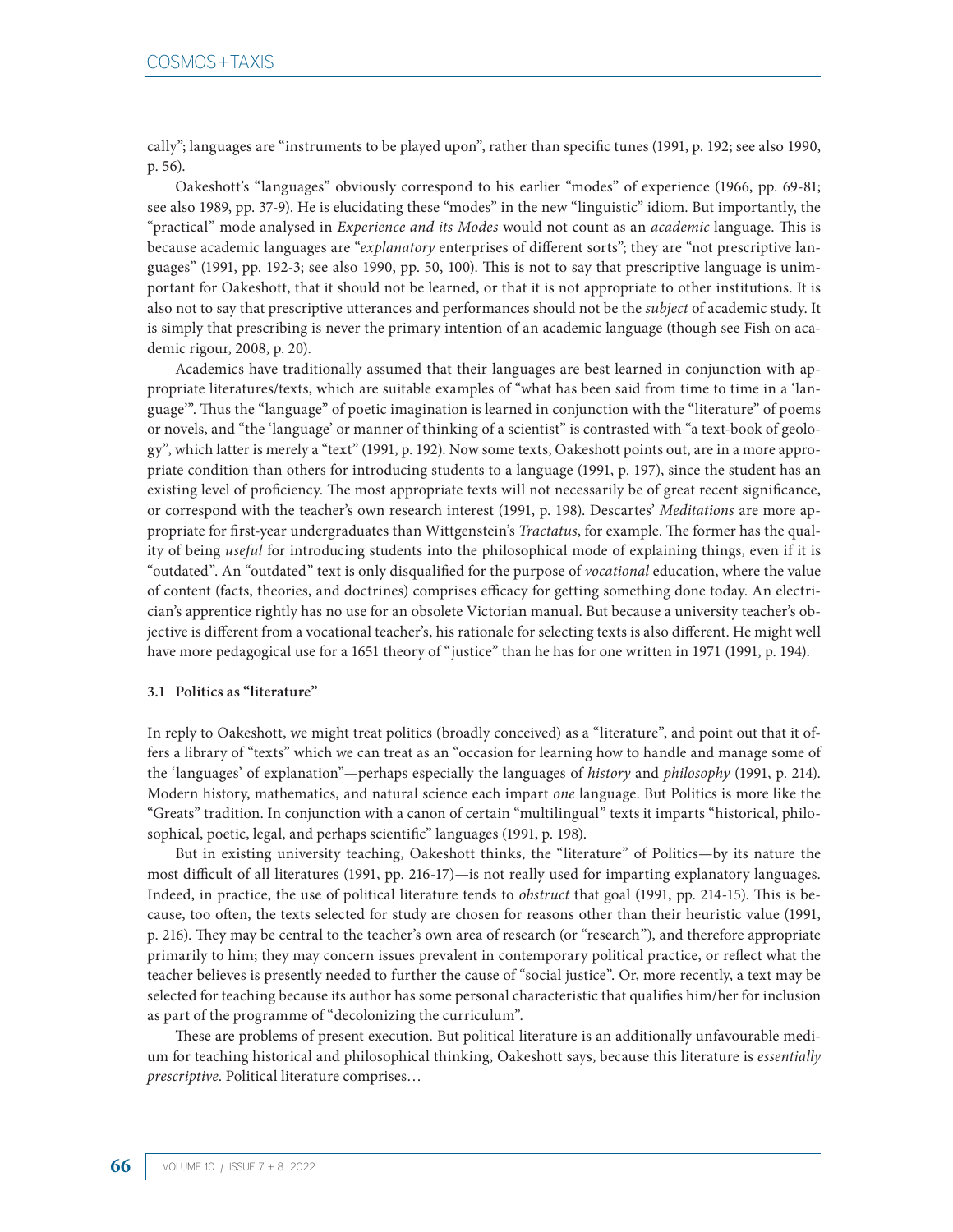cally"; languages are "instruments to be played upon", rather than specific tunes (1991, p. 192; see also 1990, p. 56).

Oakeshott's "languages" obviously correspond to his earlier "modes" of experience (1966, pp. 69-81; see also 1989, pp. 37-9). He is elucidating these "modes" in the new "linguistic" idiom. But importantly, the "practical" mode analysed in *Experience and its Modes* would not count as an *academic* language. This is because academic languages are "*explanatory* enterprises of different sorts"; they are "not prescriptive languages" (1991, pp. 192-3; see also 1990, pp. 50, 100). This is not to say that prescriptive language is unimportant for Oakeshott, that it should not be learned, or that it is not appropriate to other institutions. It is also not to say that prescriptive utterances and performances should not be the *subject* of academic study. It is simply that prescribing is never the primary intention of an academic language (though see Fish on academic rigour, 2008, p. 20).

Academics have traditionally assumed that their languages are best learned in conjunction with appropriate literatures/texts, which are suitable examples of "what has been said from time to time in a 'language'". Thus the "language" of poetic imagination is learned in conjunction with the "literature" of poems or novels, and "the 'language' or manner of thinking of a scientist" is contrasted with "a text-book of geology", which latter is merely a "text" (1991, p. 192). Now some texts, Oakeshott points out, are in a more appropriate condition than others for introducing students to a language (1991, p. 197), since the student has an existing level of proficiency. The most appropriate texts will not necessarily be of great recent significance, or correspond with the teacher's own research interest (1991, p. 198). Descartes' *Meditations* are more appropriate for first-year undergraduates than Wittgenstein's *Tractatus*, for example. The former has the quality of being *useful* for introducing students into the philosophical mode of explaining things, even if it is "outdated". An "outdated" text is only disqualified for the purpose of *vocational* education, where the value of content (facts, theories, and doctrines) comprises efficacy for getting something done today. An electrician's apprentice rightly has no use for an obsolete Victorian manual. But because a university teacher's objective is different from a vocational teacher's, his rationale for selecting texts is also different. He might well have more pedagogical use for a 1651 theory of "justice" than he has for one written in 1971 (1991, p. 194).

### 3.1 Politics as "literature"

In reply to Oakeshott, we might treat politics (broadly conceived) as a "literature", and point out that it offers a library of "texts" which we can treat as an "occasion for learning how to handle and manage some of the 'languages' of explanation"—perhaps especially the languages of *history* and *philosophy* (1991, p. 214). Modern history, mathematics, and natural science each impart *one* language. But Politics is more like the "Greats" tradition. In conjunction with a canon of certain "multilingual" texts it imparts "historical, philosophical, poetic, legal, and perhaps scientific" languages (1991, p. 198).

But in existing university teaching, Oakeshott thinks, the "literature" of Politics—by its nature the most difficult of all literatures (1991, pp. 216-17)—is not really used for imparting explanatory languages. Indeed, in practice, the use of political literature tends to *obstruct* that goal (1991, pp. 214-15). This is because, too often, the texts selected for study are chosen for reasons other than their heuristic value (1991, p. 216). They may be central to the teacher's own area of research (or "research"), and therefore appropriate primarily to him; they may concern issues prevalent in contemporary political practice, or reflect what the teacher believes is presently needed to further the cause of "social justice". Or, more recently, a text may be selected for teaching because its author has some personal characteristic that qualifies him/her for inclusion as part of the programme of "decolonizing the curriculum".

These are problems of present execution. But political literature is an additionally unfavourable medium for teaching historical and philosophical thinking, Oakeshott says, because this literature is *essentially prescriptive*. Political literature comprises…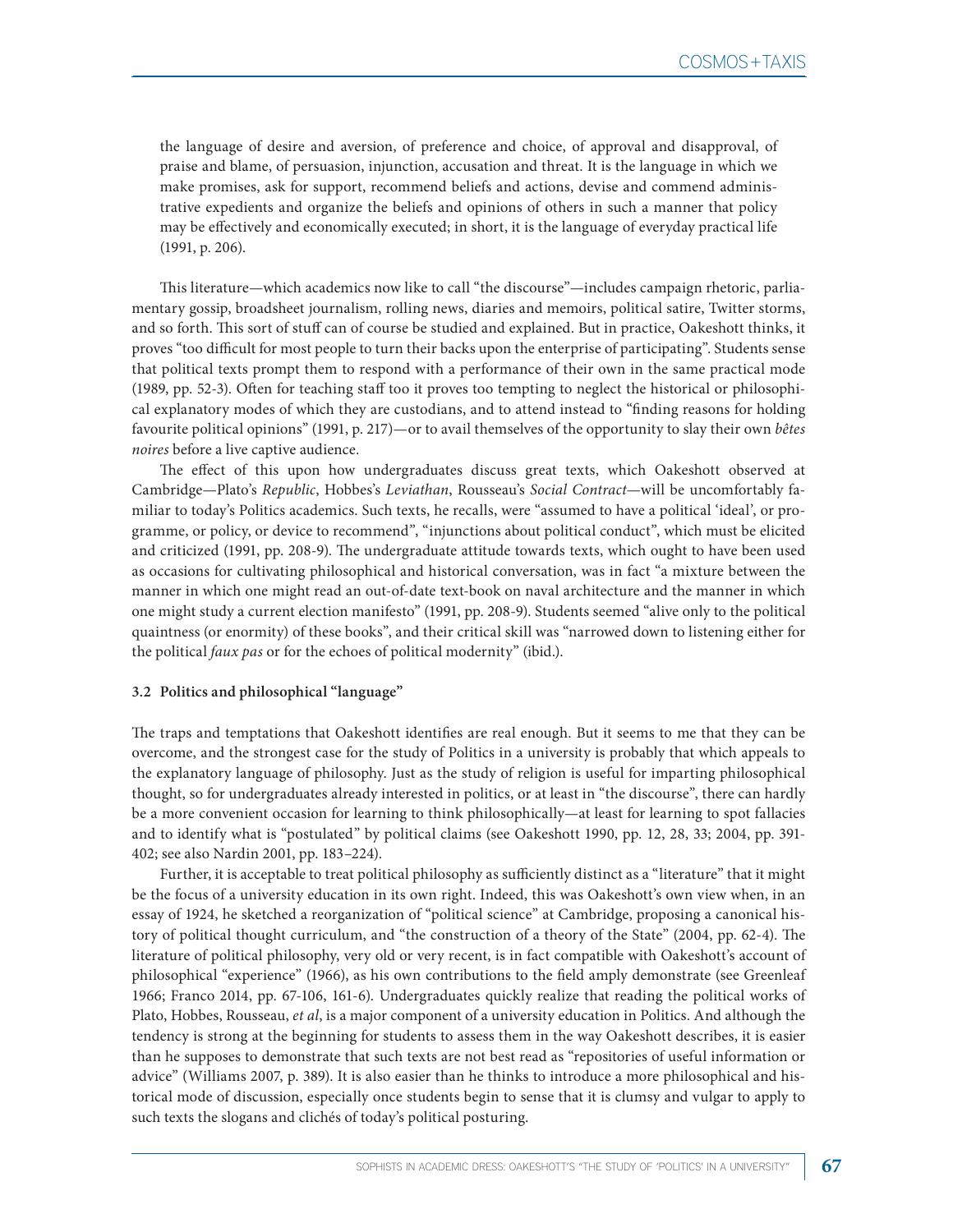> the language of desire and aversion, of preference and choice, of approval and disapproval, of praise and blame, of persuasion, injunction, accusation and threat. It is the language in which we make promises, ask for support, recommend beliefs and actions, devise and commend administrative expedients and organize the beliefs and opinions of others in such a manner that policy may be effectively and economically executed; in short, it is the language of everyday practical life (1991, p. 206).

This literature—which academics now like to call "the discourse"—includes campaign rhetoric, parliamentary gossip, broadsheet journalism, rolling news, diaries and memoirs, political satire, Twitter storms, and so forth. This sort of stuff can of course be studied and explained. But in practice, Oakeshott thinks, it proves "too difficult for most people to turn their backs upon the enterprise of participating". Students sense that political texts prompt them to respond with a performance of their own in the same practical mode (1989, pp. 52-3). Often for teaching staff too it proves too tempting to neglect the historical or philosophical explanatory modes of which they are custodians, and to attend instead to "finding reasons for holding favourite political opinions" (1991, p. 217)—or to avail themselves of the opportunity to slay their own *bêtes noires* before a live captive audience.

The effect of this upon how undergraduates discuss great texts, which Oakeshott observed at Cambridge—Plato's *Republic*, Hobbes's *Leviathan*, Rousseau's *Social Contract*—will be uncomfortably familiar to today's Politics academics. Such texts, he recalls, were "assumed to have a political 'ideal', or programme, or policy, or device to recommend", "injunctions about political conduct", which must be elicited and criticized (1991, pp. 208-9). The undergraduate attitude towards texts, which ought to have been used as occasions for cultivating philosophical and historical conversation, was in fact "a mixture between the manner in which one might read an out-of-date text-book on naval architecture and the manner in which one might study a current election manifesto" (1991, pp. 208-9). Students seemed "alive only to the political quaintness (or enormity) of these books", and their critical skill was "narrowed down to listening either for the political *faux pas* or for the echoes of political modernity" (ibid.).

### 3.2 Politics and philosophical "language"

The traps and temptations that Oakeshott identifies are real enough. But it seems to me that they can be overcome, and the strongest case for the study of Politics in a university is probably that which appeals to the explanatory language of philosophy. Just as the study of religion is useful for imparting philosophical thought, so for undergraduates already interested in politics, or at least in "the discourse", there can hardly be a more convenient occasion for learning to think philosophically—at least for learning to spot fallacies and to identify what is "postulated" by political claims (see Oakeshott 1990, pp. 12, 28, 33; 2004, pp. 391-402; see also Nardin 2001, pp. 183–224).

Further, it is acceptable to treat political philosophy as sufficiently distinct as a "literature" that it might be the focus of a university education in its own right. Indeed, this was Oakeshott's own view when, in an essay of 1924, he sketched a reorganization of "political science" at Cambridge, proposing a canonical history of political thought curriculum, and "the construction of a theory of the State" (2004, pp. 62-4). The literature of political philosophy, very old or very recent, is in fact compatible with Oakeshott's account of philosophical "experience" (1966), as his own contributions to the field amply demonstrate (see Greenleaf 1966; Franco 2014, pp. 67-106, 161-6). Undergraduates quickly realize that reading the political works of Plato, Hobbes, Rousseau, *et al*, is a major component of a university education in Politics. And although the tendency is strong at the beginning for students to assess them in the way Oakeshott describes, it is easier than he supposes to demonstrate that such texts are not best read as "repositories of useful information or advice" (Williams 2007, p. 389). It is also easier than he thinks to introduce a more philosophical and historical mode of discussion, especially once students begin to sense that it is clumsy and vulgar to apply to such texts the slogans and clichés of today's political posturing.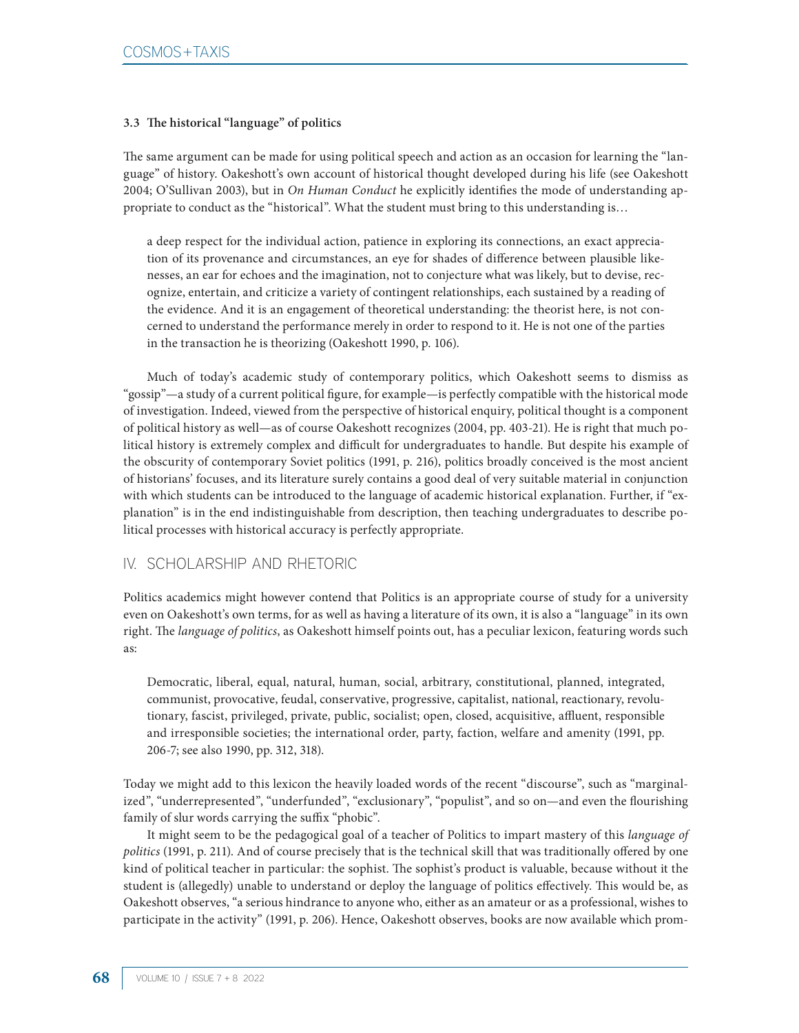### 3.3 The historical "language" of politics

The same argument can be made for using political speech and action as an occasion for learning the "language" of history. Oakeshott's own account of historical thought developed during his life (see Oakeshott 2004; O'Sullivan 2003), but in *On Human Conduct* he explicitly identifies the mode of understanding appropriate to conduct as the "historical". What the student must bring to this understanding is…

> a deep respect for the individual action, patience in exploring its connections, an exact appreciation of its provenance and circumstances, an eye for shades of difference between plausible likenesses, an ear for echoes and the imagination, not to conjecture what was likely, but to devise, recognize, entertain, and criticize a variety of contingent relationships, each sustained by a reading of the evidence. And it is an engagement of theoretical understanding: the theorist here, is not concerned to understand the performance merely in order to respond to it. He is not one of the parties in the transaction he is theorizing (Oakeshott 1990, p. 106).

Much of today's academic study of contemporary politics, which Oakeshott seems to dismiss as "gossip"—a study of a current political figure, for example—is perfectly compatible with the historical mode of investigation. Indeed, viewed from the perspective of historical enquiry, political thought is a component of political history as well—as of course Oakeshott recognizes (2004, pp. 403-21). He is right that much political history is extremely complex and difficult for undergraduates to handle. But despite his example of the obscurity of contemporary Soviet politics (1991, p. 216), politics broadly conceived is the most ancient of historians' focuses, and its literature surely contains a good deal of very suitable material in conjunction with which students can be introduced to the language of academic historical explanation. Further, if "explanation" is in the end indistinguishable from description, then teaching undergraduates to describe political processes with historical accuracy is perfectly appropriate.

## IV. SCHOLARSHIP AND RHETORIC

Politics academics might however contend that Politics is an appropriate course of study for a university even on Oakeshott's own terms, for as well as having a literature of its own, it is also a "language" in its own right. The *language of politics*, as Oakeshott himself points out, has a peculiar lexicon, featuring words such as:

> Democratic, liberal, equal, natural, human, social, arbitrary, constitutional, planned, integrated, communist, provocative, feudal, conservative, progressive, capitalist, national, reactionary, revolutionary, fascist, privileged, private, public, socialist; open, closed, acquisitive, affluent, responsible and irresponsible societies; the international order, party, faction, welfare and amenity (1991, pp. 206-7; see also 1990, pp. 312, 318).

Today we might add to this lexicon the heavily loaded words of the recent "discourse", such as "marginalized", "underrepresented", "underfunded", "exclusionary", "populist", and so on—and even the flourishing family of slur words carrying the suffix "phobic".

It might seem to be the pedagogical goal of a teacher of Politics to impart mastery of this *language of politics* (1991, p. 211). And of course precisely that is the technical skill that was traditionally offered by one kind of political teacher in particular: the sophist. The sophist's product is valuable, because without it the student is (allegedly) unable to understand or deploy the language of politics effectively. This would be, as Oakeshott observes, "a serious hindrance to anyone who, either as an amateur or as a professional, wishes to participate in the activity" (1991, p. 206). Hence, Oakeshott observes, books are now available which prom-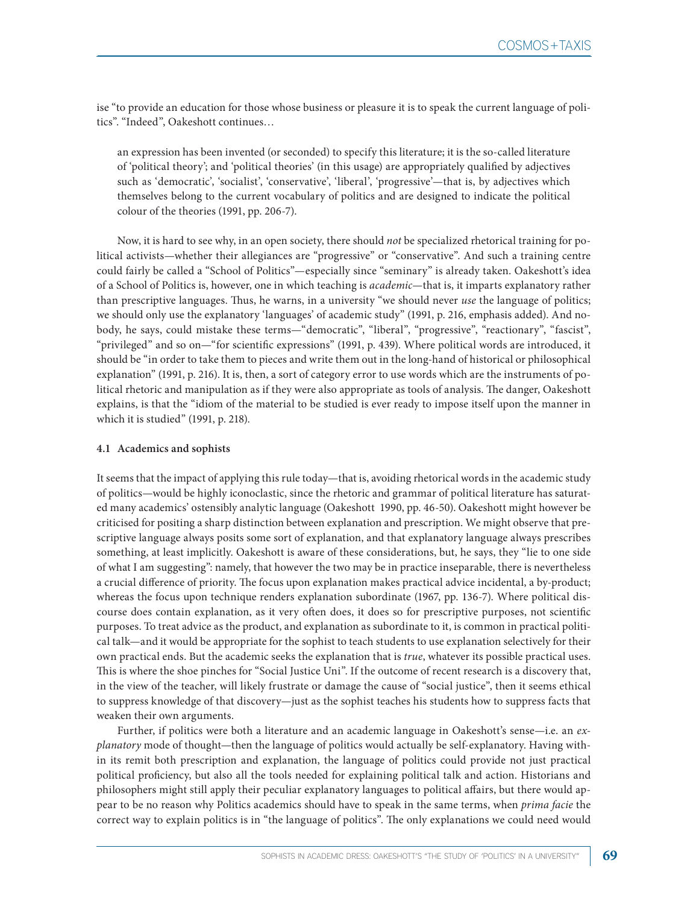ise "to provide an education for those whose business or pleasure it is to speak the current language of politics". "Indeed", Oakeshott continues…

> an expression has been invented (or seconded) to specify this literature; it is the so-called literature of 'political theory'; and 'political theories' (in this usage) are appropriately qualified by adjectives such as 'democratic', 'socialist', 'conservative', 'liberal', 'progressive'—that is, by adjectives which themselves belong to the current vocabulary of politics and are designed to indicate the political colour of the theories (1991, pp. 206-7).

Now, it is hard to see why, in an open society, there should *not* be specialized rhetorical training for political activists—whether their allegiances are "progressive" or "conservative". And such a training centre could fairly be called a "School of Politics"—especially since "seminary" is already taken. Oakeshott's idea of a School of Politics is, however, one in which teaching is *academic*—that is, it imparts explanatory rather than prescriptive languages. Thus, he warns, in a university "we should never *use* the language of politics; we should only use the explanatory 'languages' of academic study" (1991, p. 216, emphasis added). And nobody, he says, could mistake these terms—"democratic", "liberal", "progressive", "reactionary", "fascist", "privileged" and so on—"for scientific expressions" (1991, p. 439). Where political words are introduced, it should be "in order to take them to pieces and write them out in the long-hand of historical or philosophical explanation" (1991, p. 216). It is, then, a sort of category error to use words which are the instruments of political rhetoric and manipulation as if they were also appropriate as tools of analysis. The danger, Oakeshott explains, is that the "idiom of the material to be studied is ever ready to impose itself upon the manner in which it is studied" (1991, p. 218).

#### 4.1 Academics and sophists

It seems that the impact of applying this rule today—that is, avoiding rhetorical words in the academic study of politics—would be highly iconoclastic, since the rhetoric and grammar of political literature has saturated many academics' ostensibly analytic language (Oakeshott 1990, pp. 46-50). Oakeshott might however be criticised for positing a sharp distinction between explanation and prescription. We might observe that prescriptive language always posits some sort of explanation, and that explanatory language always prescribes something, at least implicitly. Oakeshott is aware of these considerations, but, he says, they "lie to one side of what I am suggesting": namely, that however the two may be in practice inseparable, there is nevertheless a crucial difference of priority. The focus upon explanation makes practical advice incidental, a by-product; whereas the focus upon technique renders explanation subordinate (1967, pp. 136-7). Where political discourse does contain explanation, as it very often does, it does so for prescriptive purposes, not scientific purposes. To treat advice as the product, and explanation as subordinate to it, is common in practical political talk—and it would be appropriate for the sophist to teach students to use explanation selectively for their own practical ends. But the academic seeks the explanation that is *true*, whatever its possible practical uses. This is where the shoe pinches for "Social Justice Uni". If the outcome of recent research is a discovery that, in the view of the teacher, will likely frustrate or damage the cause of "social justice", then it seems ethical to suppress knowledge of that discovery—just as the sophist teaches his students how to suppress facts that weaken their own arguments.

Further, if politics were both a literature and an academic language in Oakeshott's sense—i.e. an *explanatory* mode of thought—then the language of politics would actually be self-explanatory. Having within its remit both prescription and explanation, the language of politics could provide not just practical political proficiency, but also all the tools needed for explaining political talk and action. Historians and philosophers might still apply their peculiar explanatory languages to political affairs, but there would appear to be no reason why Politics academics should have to speak in the same terms, when *prima facie* the correct way to explain politics is in "the language of politics". The only explanations we could need would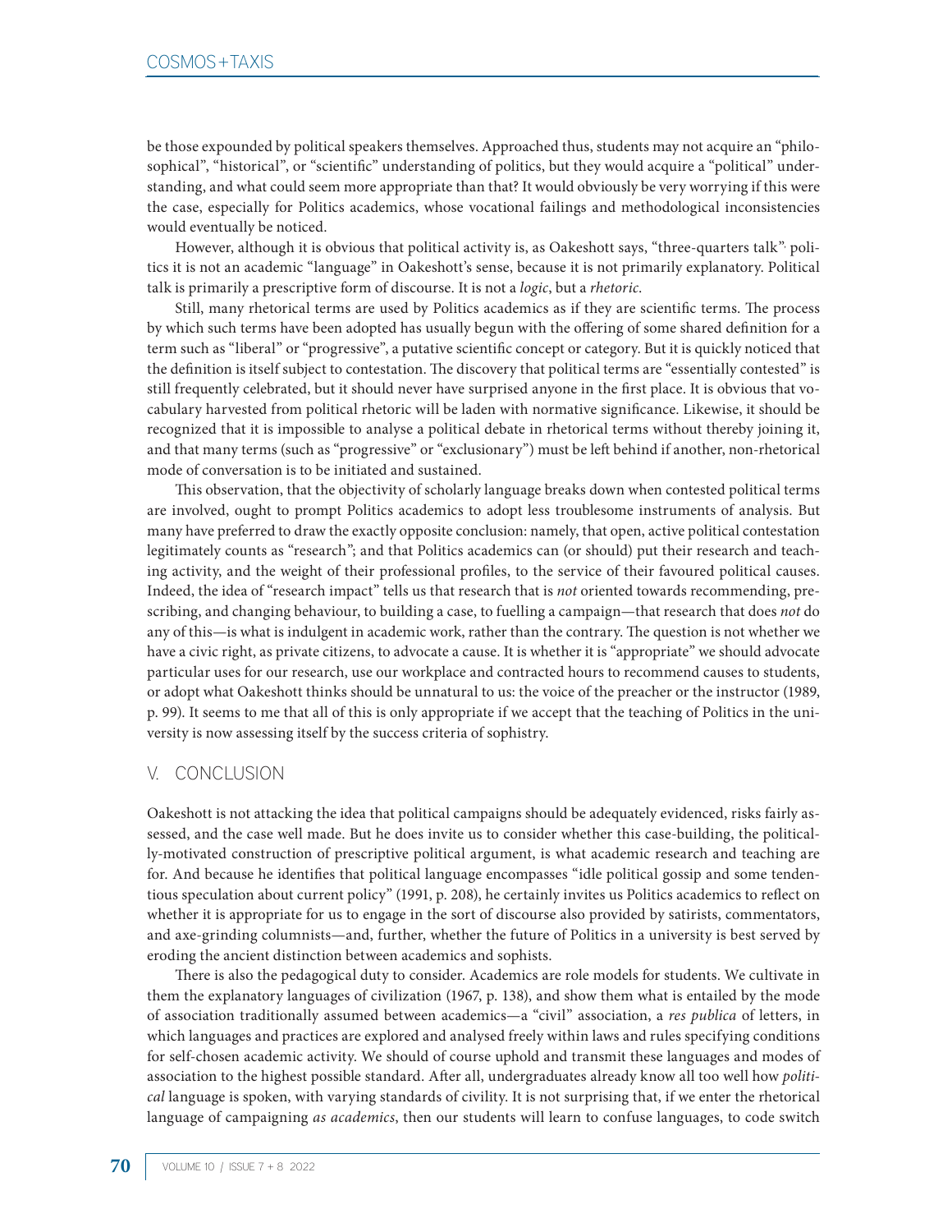be those expounded by political speakers themselves. Approached thus, students may not acquire an "philosophical", "historical", or "scientific" understanding of politics, but they would acquire a "political" understanding, and what could seem more appropriate than that? It would obviously be very worrying if this were the case, especially for Politics academics, whose vocational failings and methodological inconsistencies would eventually be noticed.

However, although it is obvious that political activity is, as Oakeshott says, "three-quarters talk", politics it is not an academic "language" in Oakeshott's sense, because it is not primarily explanatory. Political talk is primarily a prescriptive form of discourse. It is not a *logic*, but a *rhetoric*.

Still, many rhetorical terms are used by Politics academics as if they are scientific terms. The process by which such terms have been adopted has usually begun with the offering of some shared definition for a term such as "liberal" or "progressive", a putative scientific concept or category. But it is quickly noticed that the definition is itself subject to contestation. The discovery that political terms are "essentially contested" is still frequently celebrated, but it should never have surprised anyone in the first place. It is obvious that vocabulary harvested from political rhetoric will be laden with normative significance. Likewise, it should be recognized that it is impossible to analyse a political debate in rhetorical terms without thereby joining it, and that many terms (such as "progressive" or "exclusionary") must be left behind if another, non-rhetorical mode of conversation is to be initiated and sustained.

This observation, that the objectivity of scholarly language breaks down when contested political terms are involved, ought to prompt Politics academics to adopt less troublesome instruments of analysis. But many have preferred to draw the exactly opposite conclusion: namely, that open, active political contestation legitimately counts as "research"; and that Politics academics can (or should) put their research and teaching activity, and the weight of their professional profiles, to the service of their favoured political causes. Indeed, the idea of "research impact" tells us that research that is *not* oriented towards recommending, prescribing, and changing behaviour, to building a case, to fuelling a campaign—that research that does *not* do any of this—is what is indulgent in academic work, rather than the contrary. The question is not whether we have a civic right, as private citizens, to advocate a cause. It is whether it is "appropriate" we should advocate particular uses for our research, use our workplace and contracted hours to recommend causes to students, or adopt what Oakeshott thinks should be unnatural to us: the voice of the preacher or the instructor (1989, p. 99). It seems to me that all of this is only appropriate if we accept that the teaching of Politics in the university is now assessing itself by the success criteria of sophistry.

## V. CONCLUSION

Oakeshott is not attacking the idea that political campaigns should be adequately evidenced, risks fairly assessed, and the case well made. But he does invite us to consider whether this case-building, the politically-motivated construction of prescriptive political argument, is what academic research and teaching are for. And because he identifies that political language encompasses "idle political gossip and some tendentious speculation about current policy" (1991, p. 208), he certainly invites us Politics academics to reflect on whether it is appropriate for us to engage in the sort of discourse also provided by satirists, commentators, and axe-grinding columnists—and, further, whether the future of Politics in a university is best served by eroding the ancient distinction between academics and sophists.

There is also the pedagogical duty to consider. Academics are role models for students. We cultivate in them the explanatory languages of civilization (1967, p. 138), and show them what is entailed by the mode of association traditionally assumed between academics—a "civil" association, a *res publica* of letters, in which languages and practices are explored and analysed freely within laws and rules specifying conditions for self-chosen academic activity. We should of course uphold and transmit these languages and modes of association to the highest possible standard. After all, undergraduates already know all too well how *political* language is spoken, with varying standards of civility. It is not surprising that, if we enter the rhetorical language of campaigning *as academics*, then our students will learn to confuse languages, to code switch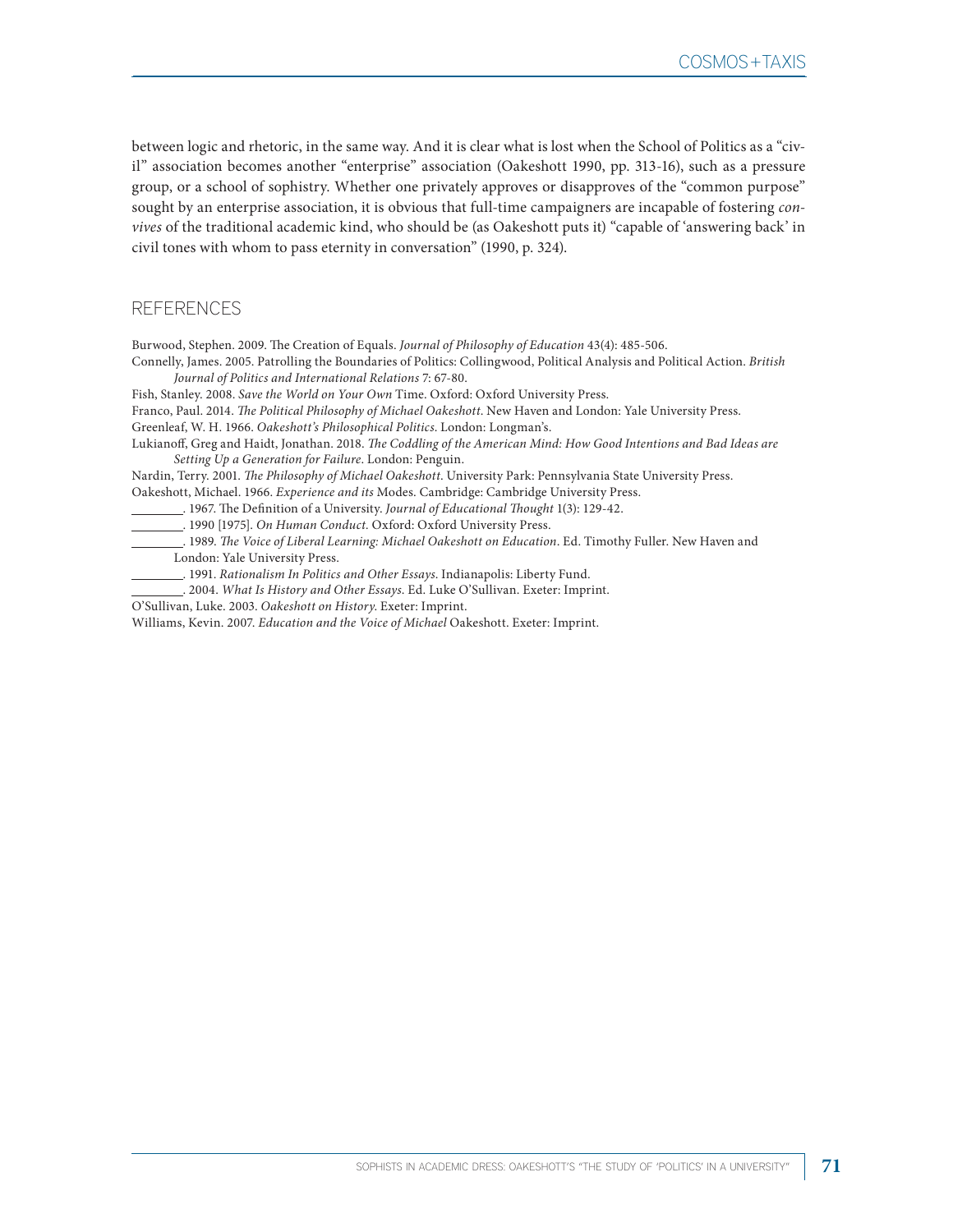between logic and rhetoric, in the same way. And it is clear what is lost when the School of Politics as a "civil" association becomes another "enterprise" association (Oakeshott 1990, pp. 313-16), such as a pressure group, or a school of sophistry. Whether one privately approves or disapproves of the "common purpose" sought by an enterprise association, it is obvious that full-time campaigners are incapable of fostering *convives* of the traditional academic kind, who should be (as Oakeshott puts it) "capable of 'answering back' in civil tones with whom to pass eternity in conversation" (1990, p. 324).

## REFERENCES

Burwood, Stephen. 2009. The Creation of Equals. *Journal of Philosophy of Education* 43(4): 485-506.

Connelly, James. 2005. Patrolling the Boundaries of Politics: Collingwood, Political Analysis and Political Action. *British Journal of Politics and International Relations* 7: 67-80.

Fish, Stanley. 2008. *Save the World on Your Own* Time. Oxford: Oxford University Press.

Franco, Paul. 2014. *The Political Philosophy of Michael Oakeshott*. New Haven and London: Yale University Press.

Greenleaf, W. H. 1966. *Oakeshott's Philosophical Politics*. London: Longman's.

Lukianoff, Greg and Haidt, Jonathan. 2018. *The Coddling of the American Mind: How Good Intentions and Bad Ideas are Setting Up a Generation for Failure*. London: Penguin.

Nardin, Terry. 2001. *The Philosophy of Michael Oakeshott*. University Park: Pennsylvania State University Press.

Oakeshott, Michael. 1966. *Experience and its* Modes. Cambridge: Cambridge University Press.

________. 1967. The Definition of a University. *Journal of Educational Thought* 1(3): 129-42.

________. 1990 [1975]. *On Human Conduct*. Oxford: Oxford University Press.

________. 1989. *The Voice of Liberal Learning: Michael Oakeshott on Education*. Ed. Timothy Fuller. New Haven and London: Yale University Press.

________. 1991. *Rationalism In Politics and Other Essays*. Indianapolis: Liberty Fund.

________. 2004. *What Is History and Other Essays*. Ed. Luke O'Sullivan. Exeter: Imprint.

O'Sullivan, Luke. 2003. *Oakeshott on History*. Exeter: Imprint.

Williams, Kevin. 2007. *Education and the Voice of Michael* Oakeshott. Exeter: Imprint.